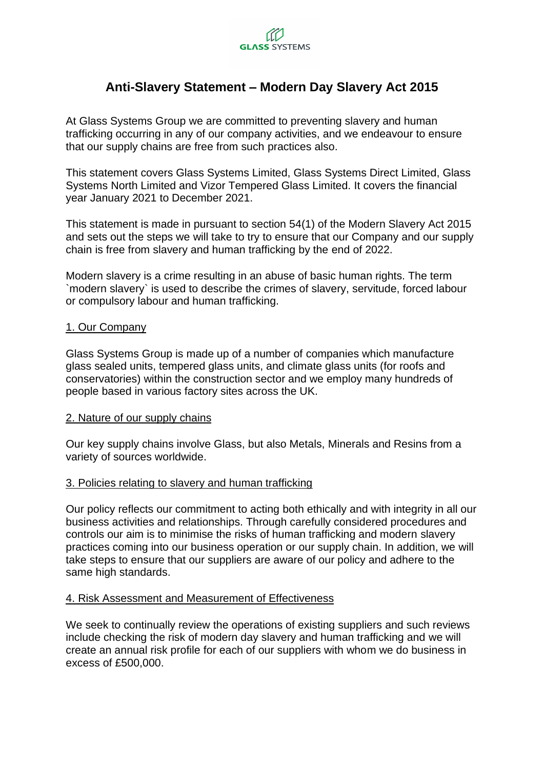# Anti-Slavery Statement – Modern Day Slavery Act 2015

At Glass Systems Group we are committed to preventing slavery and human trafficking occurring in any of our company activities, and we endeavour to ensure that our supply chains are free from such practices also.

This statement covers Glass Systems Limited, Glass Systems Direct Limited, Glass Systems North Limited and Vizor Tempered Glass Limited. It covers the financial year January 2021 to December 2021.

This statement is made in pursuant to section 54(1) of the Modern Slavery Act 2015 and sets out the steps we will take to try to ensure that our Company and our supply chain is free from slavery and human trafficking by the end of 2022.

Modern slavery is a crime resulting in an abuse of basic human rights. The term `modern slavery` is used to describe the crimes of slavery, servitude, forced labour or compulsory labour and human trafficking.

## 1. Our Company

Glass Systems Group is made up of a number of companies which manufacture glass sealed units, tempered glass units, and climate glass units (for roofs and conservatories) within the construction sector and we employ many hundreds of people based in various factory sites across the UK.

## 2. Nature of our supply chains

Our key supply chains involve Glass, but also Metals, Minerals and Resins from a variety of sources worldwide.

## 3. Policies relating to slavery and human trafficking

Our policy reflects our commitment to acting both ethically and with integrity in all our business activities and relationships. Through carefully considered procedures and controls our aim is to minimise the risks of human trafficking and modern slavery practices coming into our business operation or our supply chain. In addition, we will take steps to ensure that our suppliers are aware of our policy and adhere to the same high standards.

## 4. Risk Assessment and Measurement of Effectiveness

We seek to continually review the operations of existing suppliers and such reviews include checking the risk of modern day slavery and human trafficking and we will create an annual risk profile for each of our suppliers with whom we do business in excess of £500,000.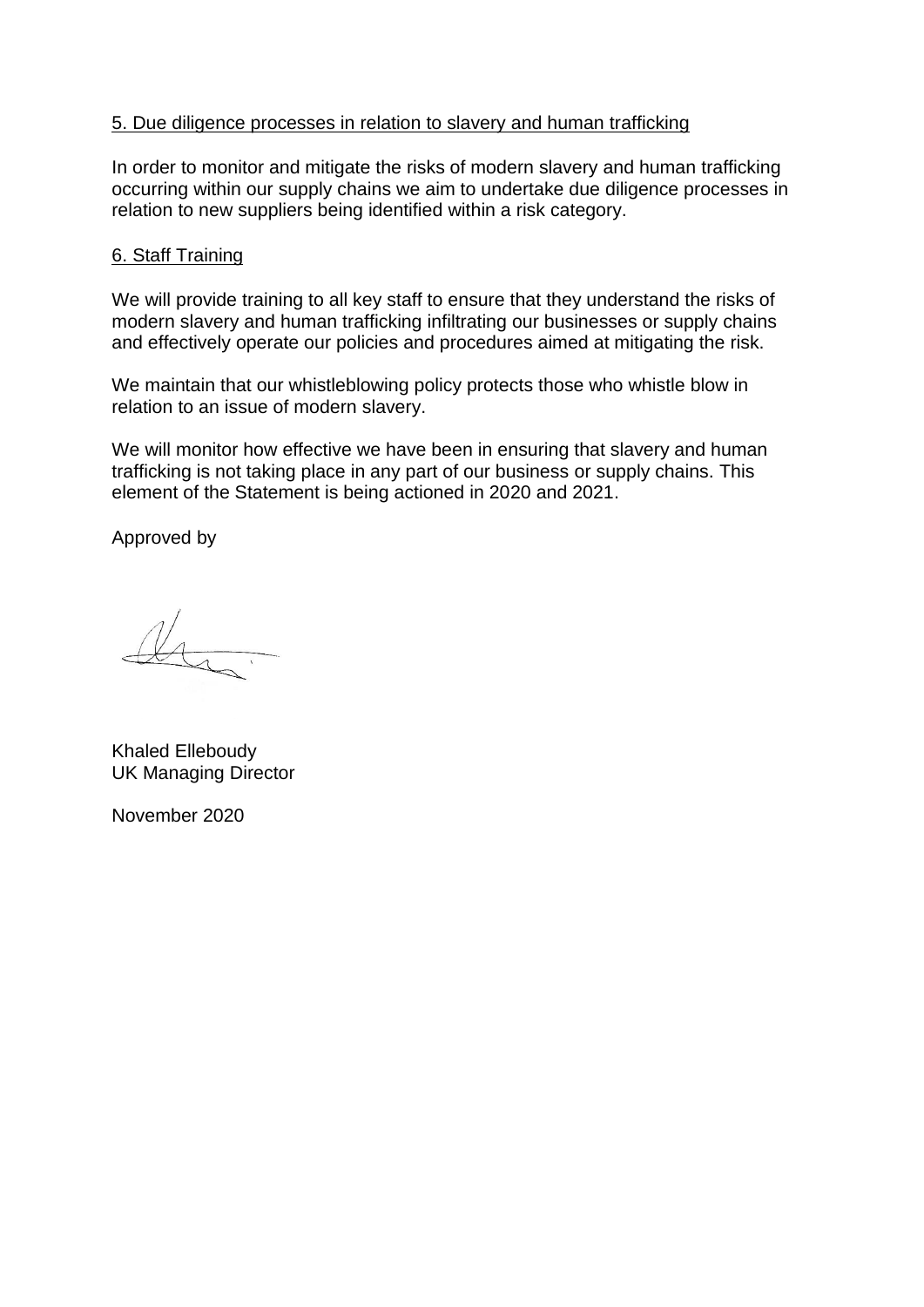5. Due diligence processes in relation to slavery and human trafficking

In order to monitor and mitigate the risks of modern slavery and human trafficking occurring within our supply chains we aim to undertake due diligence processes in relation to new suppliers being identified within a risk category.

6. Staff Training

We will provide training to all key staff to ensure that they understand the risks of modern slavery and human trafficking infiltrating our businesses or supply chains and effectively operate our policies and procedures aimed at mitigating the risk.

We maintain that our whistleblowing policy protects those who whistle blow in relation to an issue of modern slavery.

We will monitor how effective we have been in ensuring that slavery and human trafficking is not taking place in any part of our business or supply chains. This element of the Statement is being actioned in 2020 and 2021.

Approved by

Khaled Elleboudy
UK Managing Director

November 2020